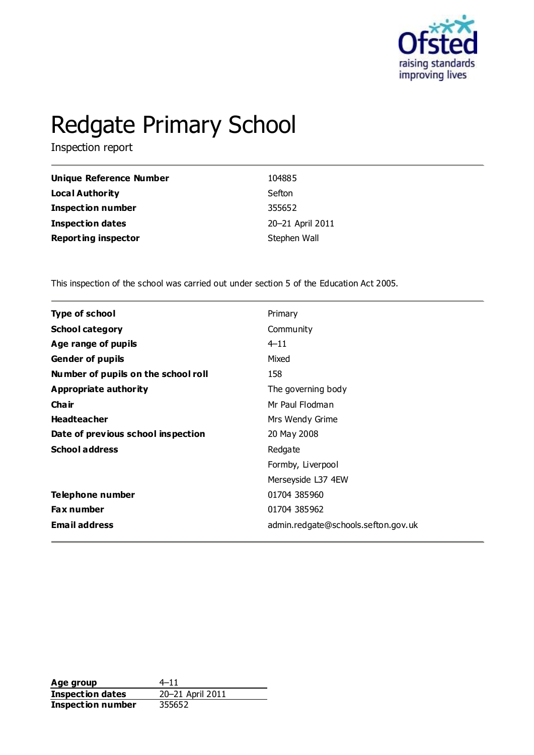# Redgate Primary School

Inspection report

| | |
|---|---|
| **Unique Reference Number** | 104885 |
| **Local Authority** | Sefton |
| **Inspection number** | 355652 |
| **Inspection dates** | 20–21 April 2011 |
| **Reporting inspector** | Stephen Wall |

This inspection of the school was carried out under section 5 of the Education Act 2005.

| | |
|---|---|
| **Type of school** | Primary |
| **School category** | Community |
| **Age range of pupils** | 4–11 |
| **Gender of pupils** | Mixed |
| **Number of pupils on the school roll** | 158 |
| **Appropriate authority** | The governing body |
| **Chair** | Mr Paul Flodman |
| **Headteacher** | Mrs Wendy Grime |
| **Date of previous school inspection** | 20 May 2008 |
| **School address** | Redgate<br>Formby, Liverpool<br>Merseyside L37 4EW |
| **Telephone number** | 01704 385960 |
| **Fax number** | 01704 385962 |
| **Email address** | admin.redgate@schools.sefton.gov.uk |

| | |
|---|---|
| **Age group** | 4–11 |
| **Inspection dates** | 20–21 April 2011 |
| **Inspection number** | 355652 |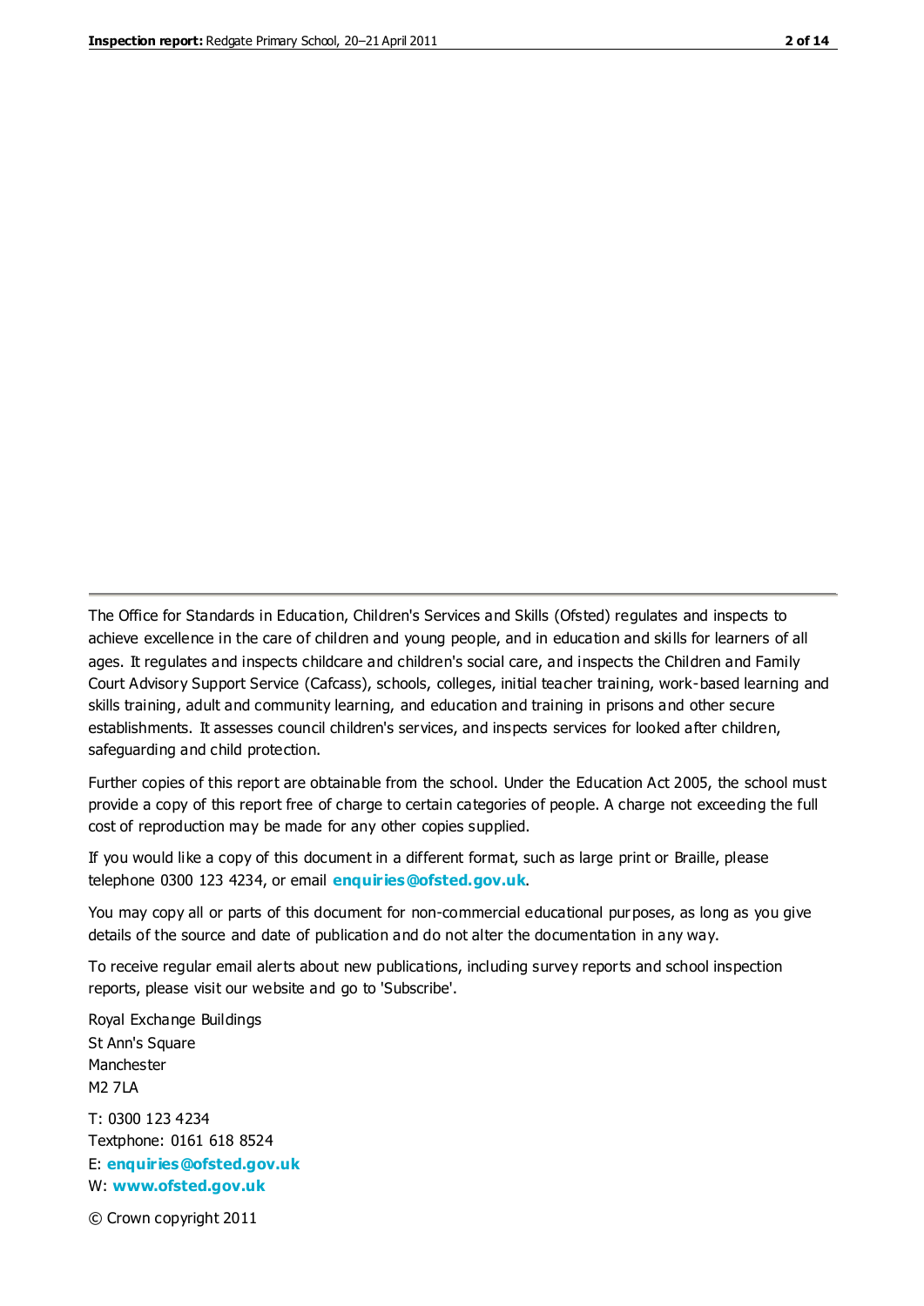The Office for Standards in Education, Children's Services and Skills (Ofsted) regulates and inspects to achieve excellence in the care of children and young people, and in education and skills for learners of all ages. It regulates and inspects childcare and children's social care, and inspects the Children and Family Court Advisory Support Service (Cafcass), schools, colleges, initial teacher training, work-based learning and skills training, adult and community learning, and education and training in prisons and other secure establishments. It assesses council children's services, and inspects services for looked after children, safeguarding and child protection.

Further copies of this report are obtainable from the school. Under the Education Act 2005, the school must provide a copy of this report free of charge to certain categories of people. A charge not exceeding the full cost of reproduction may be made for any other copies supplied.

If you would like a copy of this document in a different format, such as large print or Braille, please telephone 0300 123 4234, or email **enquiries@ofsted.gov.uk**.

You may copy all or parts of this document for non-commercial educational purposes, as long as you give details of the source and date of publication and do not alter the documentation in any way.

To receive regular email alerts about new publications, including survey reports and school inspection reports, please visit our website and go to 'Subscribe'.

Royal Exchange Buildings
St Ann's Square
Manchester
M2 7LA

T: 0300 123 4234
Textphone: 0161 618 8524
E: **enquiries@ofsted.gov.uk**
W: **www.ofsted.gov.uk**

© Crown copyright 2011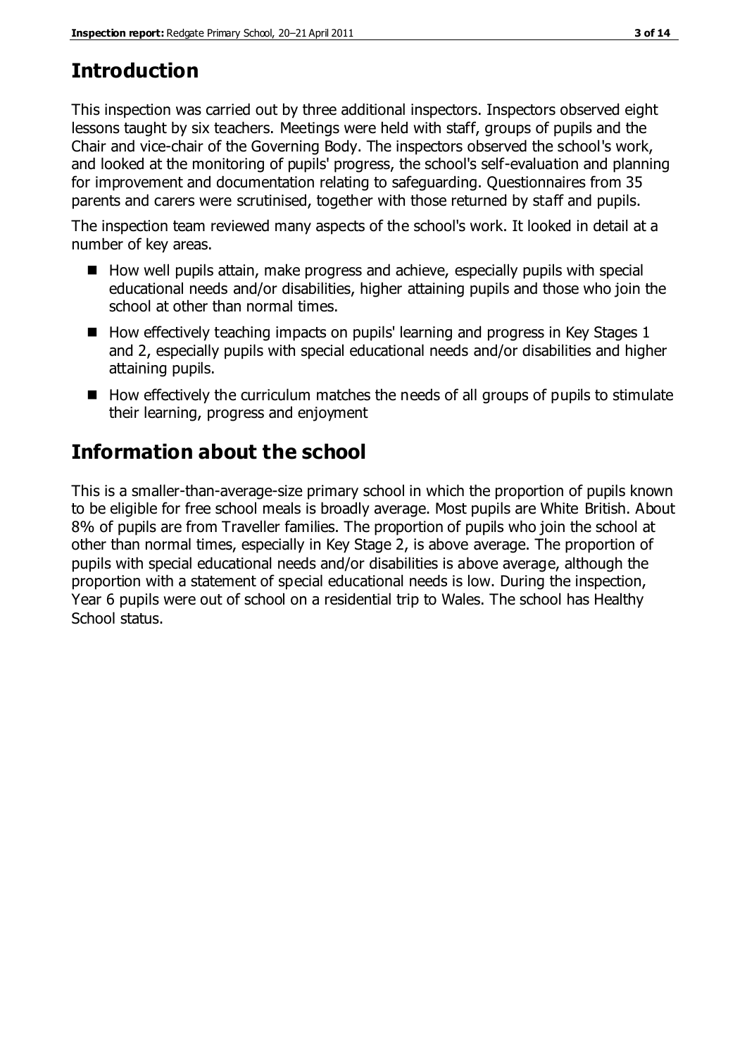# Introduction

This inspection was carried out by three additional inspectors. Inspectors observed eight lessons taught by six teachers. Meetings were held with staff, groups of pupils and the Chair and vice-chair of the Governing Body. The inspectors observed the school's work, and looked at the monitoring of pupils' progress, the school's self-evaluation and planning for improvement and documentation relating to safeguarding. Questionnaires from 35 parents and carers were scrutinised, together with those returned by staff and pupils.

The inspection team reviewed many aspects of the school's work. It looked in detail at a number of key areas.

- How well pupils attain, make progress and achieve, especially pupils with special educational needs and/or disabilities, higher attaining pupils and those who join the school at other than normal times.
- How effectively teaching impacts on pupils' learning and progress in Key Stages 1 and 2, especially pupils with special educational needs and/or disabilities and higher attaining pupils.
- How effectively the curriculum matches the needs of all groups of pupils to stimulate their learning, progress and enjoyment

# Information about the school

This is a smaller-than-average-size primary school in which the proportion of pupils known to be eligible for free school meals is broadly average. Most pupils are White British. About 8% of pupils are from Traveller families. The proportion of pupils who join the school at other than normal times, especially in Key Stage 2, is above average. The proportion of pupils with special educational needs and/or disabilities is above average, although the proportion with a statement of special educational needs is low. During the inspection, Year 6 pupils were out of school on a residential trip to Wales. The school has Healthy School status.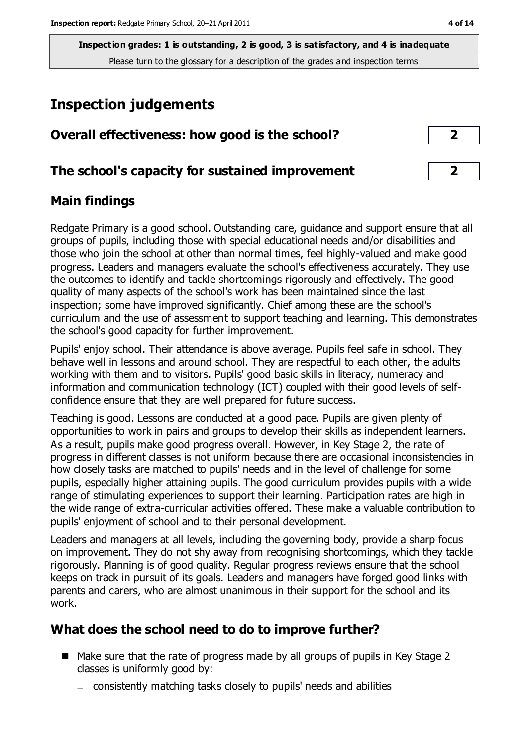**Inspection grades: 1 is outstanding, 2 is good, 3 is satisfactory, and 4 is inadequate**
Please turn to the glossary for a description of the grades and inspection terms

# Inspection judgements

## Overall effectiveness: how good is the school? 2

## The school's capacity for sustained improvement 2

## Main findings

Redgate Primary is a good school. Outstanding care, guidance and support ensure that all groups of pupils, including those with special educational needs and/or disabilities and those who join the school at other than normal times, feel highly-valued and make good progress. Leaders and managers evaluate the school's effectiveness accurately. They use the outcomes to identify and tackle shortcomings rigorously and effectively. The good quality of many aspects of the school's work has been maintained since the last inspection; some have improved significantly. Chief among these are the school's curriculum and the use of assessment to support teaching and learning. This demonstrates the school's good capacity for further improvement.

Pupils' enjoy school. Their attendance is above average. Pupils feel safe in school. They behave well in lessons and around school. They are respectful to each other, the adults working with them and to visitors. Pupils' good basic skills in literacy, numeracy and information and communication technology (ICT) coupled with their good levels of self-confidence ensure that they are well prepared for future success.

Teaching is good. Lessons are conducted at a good pace. Pupils are given plenty of opportunities to work in pairs and groups to develop their skills as independent learners. As a result, pupils make good progress overall. However, in Key Stage 2, the rate of progress in different classes is not uniform because there are occasional inconsistencies in how closely tasks are matched to pupils' needs and in the level of challenge for some pupils, especially higher attaining pupils. The good curriculum provides pupils with a wide range of stimulating experiences to support their learning. Participation rates are high in the wide range of extra-curricular activities offered. These make a valuable contribution to pupils' enjoyment of school and to their personal development.

Leaders and managers at all levels, including the governing body, provide a sharp focus on improvement. They do not shy away from recognising shortcomings, which they tackle rigorously. Planning is of good quality. Regular progress reviews ensure that the school keeps on track in pursuit of its goals. Leaders and managers have forged good links with parents and carers, who are almost unanimous in their support for the school and its work.

## What does the school need to do to improve further?

- Make sure that the rate of progress made by all groups of pupils in Key Stage 2 classes is uniformly good by:
  - consistently matching tasks closely to pupils' needs and abilities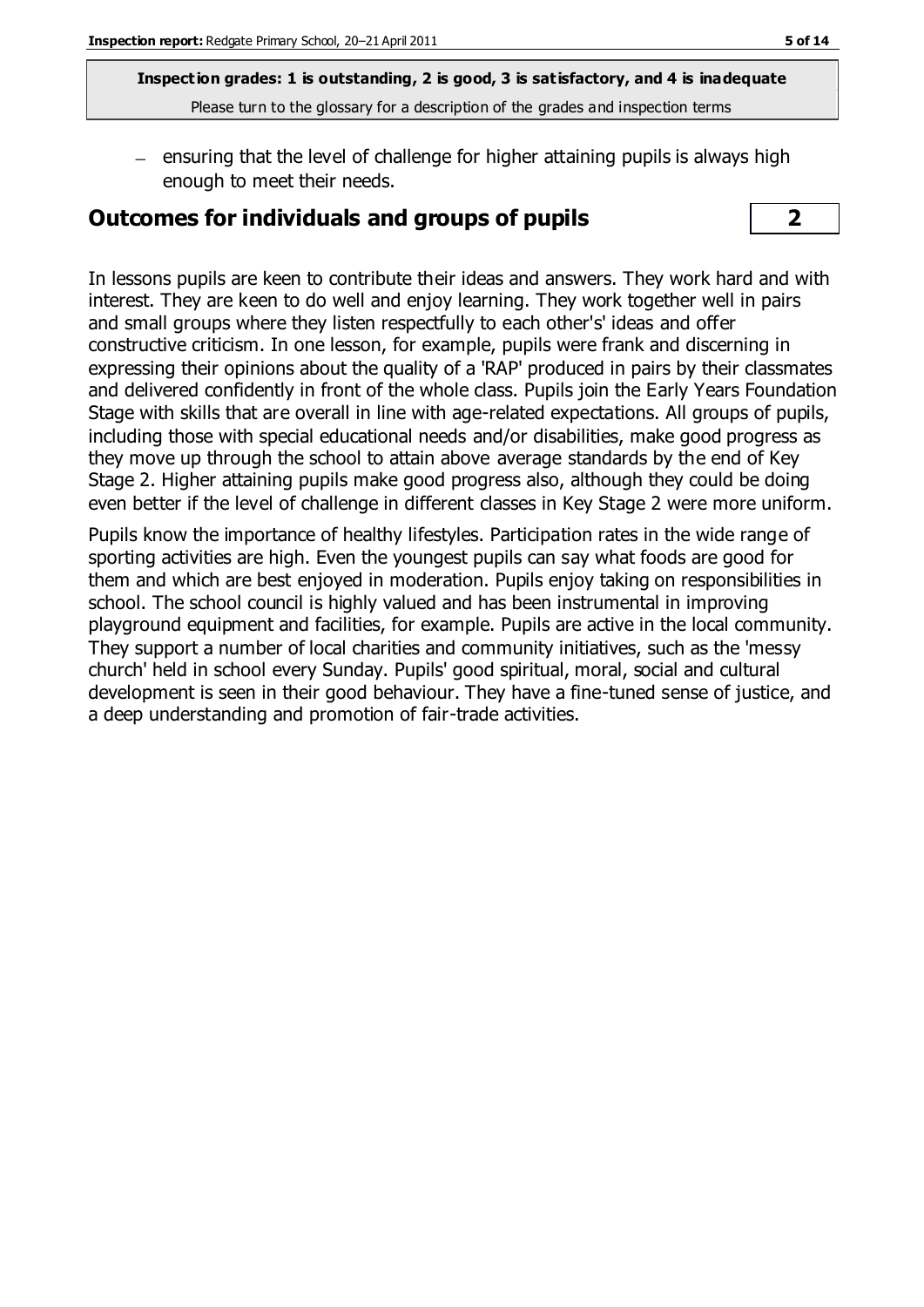- ensuring that the level of challenge for higher attaining pupils is always high enough to meet their needs.

## Outcomes for individuals and groups of pupils

**2**

In lessons pupils are keen to contribute their ideas and answers. They work hard and with interest. They are keen to do well and enjoy learning. They work together well in pairs and small groups where they listen respectfully to each other's' ideas and offer constructive criticism. In one lesson, for example, pupils were frank and discerning in expressing their opinions about the quality of a 'RAP' produced in pairs by their classmates and delivered confidently in front of the whole class. Pupils join the Early Years Foundation Stage with skills that are overall in line with age-related expectations. All groups of pupils, including those with special educational needs and/or disabilities, make good progress as they move up through the school to attain above average standards by the end of Key Stage 2. Higher attaining pupils make good progress also, although they could be doing even better if the level of challenge in different classes in Key Stage 2 were more uniform.

Pupils know the importance of healthy lifestyles. Participation rates in the wide range of sporting activities are high. Even the youngest pupils can say what foods are good for them and which are best enjoyed in moderation. Pupils enjoy taking on responsibilities in school. The school council is highly valued and has been instrumental in improving playground equipment and facilities, for example. Pupils are active in the local community. They support a number of local charities and community initiatives, such as the 'messy church' held in school every Sunday. Pupils' good spiritual, moral, social and cultural development is seen in their good behaviour. They have a fine-tuned sense of justice, and a deep understanding and promotion of fair-trade activities.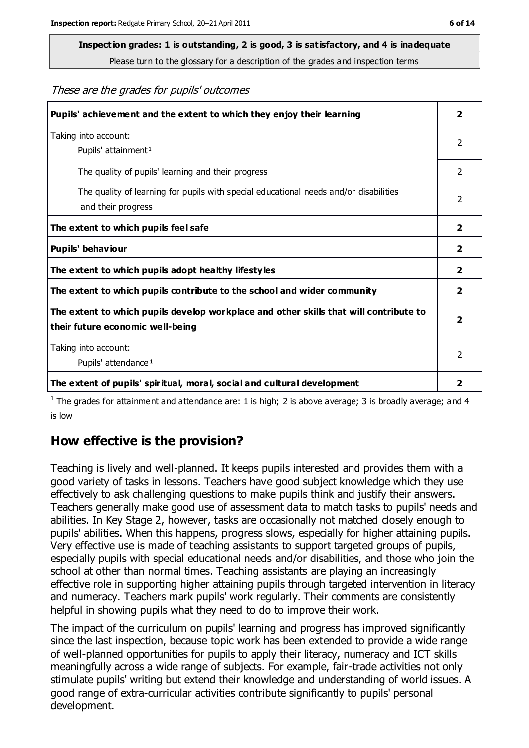**Inspection grades: 1 is outstanding, 2 is good, 3 is satisfactory, and 4 is inadequate**

Please turn to the glossary for a description of the grades and inspection terms

*These are the grades for pupils' outcomes*

| | |
|---|---|
| **Pupils' achievement and the extent to which they enjoy their learning** | **2** |
| Taking into account: Pupils' attainment[1] | 2 |
| The quality of pupils' learning and their progress | 2 |
| The quality of learning for pupils with special educational needs and/or disabilities and their progress | 2 |
| **The extent to which pupils feel safe** | **2** |
| **Pupils' behaviour** | **2** |
| **The extent to which pupils adopt healthy lifestyles** | **2** |
| **The extent to which pupils contribute to the school and wider community** | **2** |
| **The extent to which pupils develop workplace and other skills that will contribute to their future economic well-being** | **2** |
| Taking into account: Pupils' attendance[1] | 2 |
| **The extent of pupils' spiritual, moral, social and cultural development** | **2** |

[1] The grades for attainment and attendance are: 1 is high; 2 is above average; 3 is broadly average; and 4 is low

## How effective is the provision?

Teaching is lively and well-planned. It keeps pupils interested and provides them with a good variety of tasks in lessons. Teachers have good subject knowledge which they use effectively to ask challenging questions to make pupils think and justify their answers. Teachers generally make good use of assessment data to match tasks to pupils' needs and abilities. In Key Stage 2, however, tasks are occasionally not matched closely enough to pupils' abilities. When this happens, progress slows, especially for higher attaining pupils. Very effective use is made of teaching assistants to support targeted groups of pupils, especially pupils with special educational needs and/or disabilities, and those who join the school at other than normal times. Teaching assistants are playing an increasingly effective role in supporting higher attaining pupils through targeted intervention in literacy and numeracy. Teachers mark pupils' work regularly. Their comments are consistently helpful in showing pupils what they need to do to improve their work.

The impact of the curriculum on pupils' learning and progress has improved significantly since the last inspection, because topic work has been extended to provide a wide range of well-planned opportunities for pupils to apply their literacy, numeracy and ICT skills meaningfully across a wide range of subjects. For example, fair-trade activities not only stimulate pupils' writing but extend their knowledge and understanding of world issues. A good range of extra-curricular activities contribute significantly to pupils' personal development.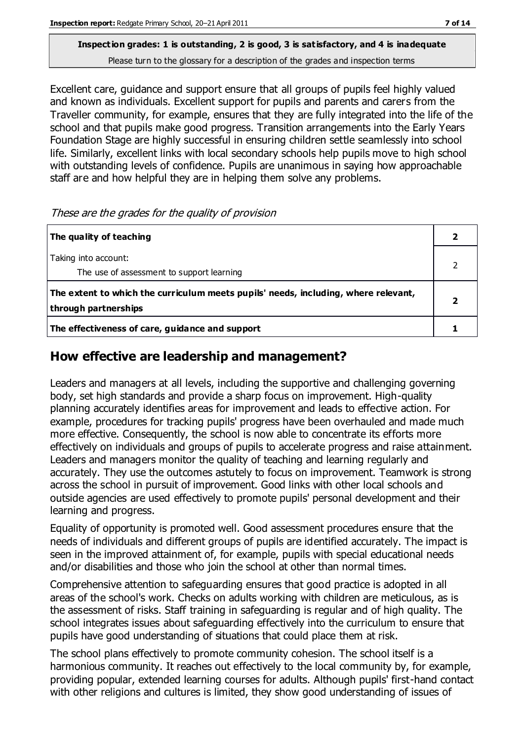**Inspection grades: 1 is outstanding, 2 is good, 3 is satisfactory, and 4 is inadequate**
Please turn to the glossary for a description of the grades and inspection terms

Excellent care, guidance and support ensure that all groups of pupils feel highly valued and known as individuals. Excellent support for pupils and parents and carers from the Traveller community, for example, ensures that they are fully integrated into the life of the school and that pupils make good progress. Transition arrangements into the Early Years Foundation Stage are highly successful in ensuring children settle seamlessly into school life. Similarly, excellent links with local secondary schools help pupils move to high school with outstanding levels of confidence. Pupils are unanimous in saying how approachable staff are and how helpful they are in helping them solve any problems.

*These are the grades for the quality of provision*

| | |
|---|---|
| **The quality of teaching** | **2** |
| Taking into account:<br>The use of assessment to support learning | 2 |
| **The extent to which the curriculum meets pupils' needs, including, where relevant, through partnerships** | **2** |
| **The effectiveness of care, guidance and support** | **1** |

## How effective are leadership and management?

Leaders and managers at all levels, including the supportive and challenging governing body, set high standards and provide a sharp focus on improvement. High-quality planning accurately identifies areas for improvement and leads to effective action. For example, procedures for tracking pupils' progress have been overhauled and made much more effective. Consequently, the school is now able to concentrate its efforts more effectively on individuals and groups of pupils to accelerate progress and raise attainment. Leaders and managers monitor the quality of teaching and learning regularly and accurately. They use the outcomes astutely to focus on improvement. Teamwork is strong across the school in pursuit of improvement. Good links with other local schools and outside agencies are used effectively to promote pupils' personal development and their learning and progress.

Equality of opportunity is promoted well. Good assessment procedures ensure that the needs of individuals and different groups of pupils are identified accurately. The impact is seen in the improved attainment of, for example, pupils with special educational needs and/or disabilities and those who join the school at other than normal times.

Comprehensive attention to safeguarding ensures that good practice is adopted in all areas of the school's work. Checks on adults working with children are meticulous, as is the assessment of risks. Staff training in safeguarding is regular and of high quality. The school integrates issues about safeguarding effectively into the curriculum to ensure that pupils have good understanding of situations that could place them at risk.

The school plans effectively to promote community cohesion. The school itself is a harmonious community. It reaches out effectively to the local community by, for example, providing popular, extended learning courses for adults. Although pupils' first-hand contact with other religions and cultures is limited, they show good understanding of issues of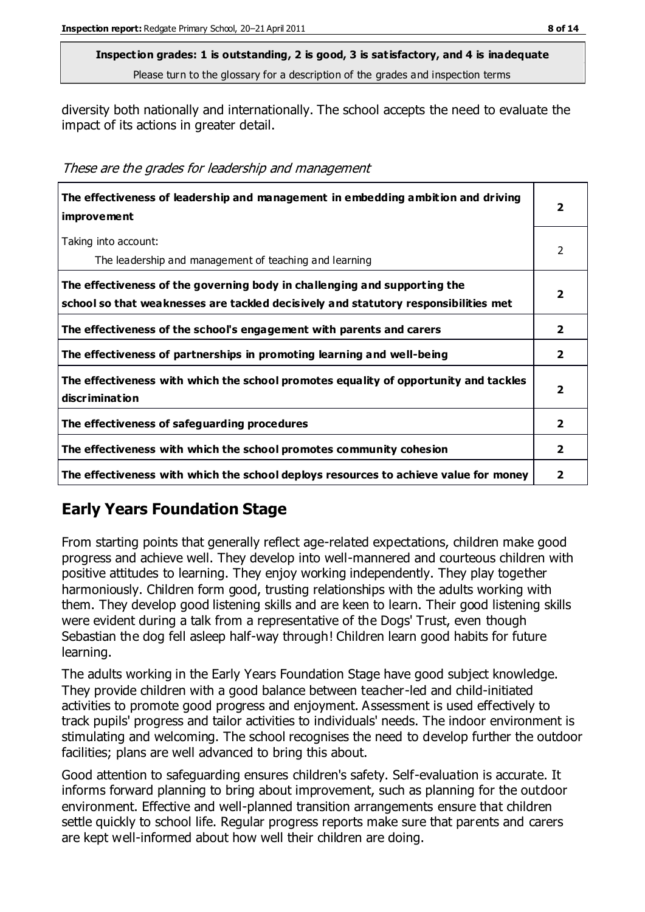**Inspection grades: 1 is outstanding, 2 is good, 3 is satisfactory, and 4 is inadequate**
Please turn to the glossary for a description of the grades and inspection terms

diversity both nationally and internationally. The school accepts the need to evaluate the impact of its actions in greater detail.

*These are the grades for leadership and management*

| | |
|---|---|
| **The effectiveness of leadership and management in embedding ambition and driving improvement** | **2** |
| Taking into account:<br>The leadership and management of teaching and learning | 2 |
| **The effectiveness of the governing body in challenging and supporting the school so that weaknesses are tackled decisively and statutory responsibilities met** | **2** |
| **The effectiveness of the school's engagement with parents and carers** | **2** |
| **The effectiveness of partnerships in promoting learning and well-being** | **2** |
| **The effectiveness with which the school promotes equality of opportunity and tackles discrimination** | **2** |
| **The effectiveness of safeguarding procedures** | **2** |
| **The effectiveness with which the school promotes community cohesion** | **2** |
| **The effectiveness with which the school deploys resources to achieve value for money** | **2** |

## Early Years Foundation Stage

From starting points that generally reflect age-related expectations, children make good progress and achieve well. They develop into well-mannered and courteous children with positive attitudes to learning. They enjoy working independently. They play together harmoniously. Children form good, trusting relationships with the adults working with them. They develop good listening skills and are keen to learn. Their good listening skills were evident during a talk from a representative of the Dogs' Trust, even though Sebastian the dog fell asleep half-way through! Children learn good habits for future learning.

The adults working in the Early Years Foundation Stage have good subject knowledge. They provide children with a good balance between teacher-led and child-initiated activities to promote good progress and enjoyment. Assessment is used effectively to track pupils' progress and tailor activities to individuals' needs. The indoor environment is stimulating and welcoming. The school recognises the need to develop further the outdoor facilities; plans are well advanced to bring this about.

Good attention to safeguarding ensures children's safety. Self-evaluation is accurate. It informs forward planning to bring about improvement, such as planning for the outdoor environment. Effective and well-planned transition arrangements ensure that children settle quickly to school life. Regular progress reports make sure that parents and carers are kept well-informed about how well their children are doing.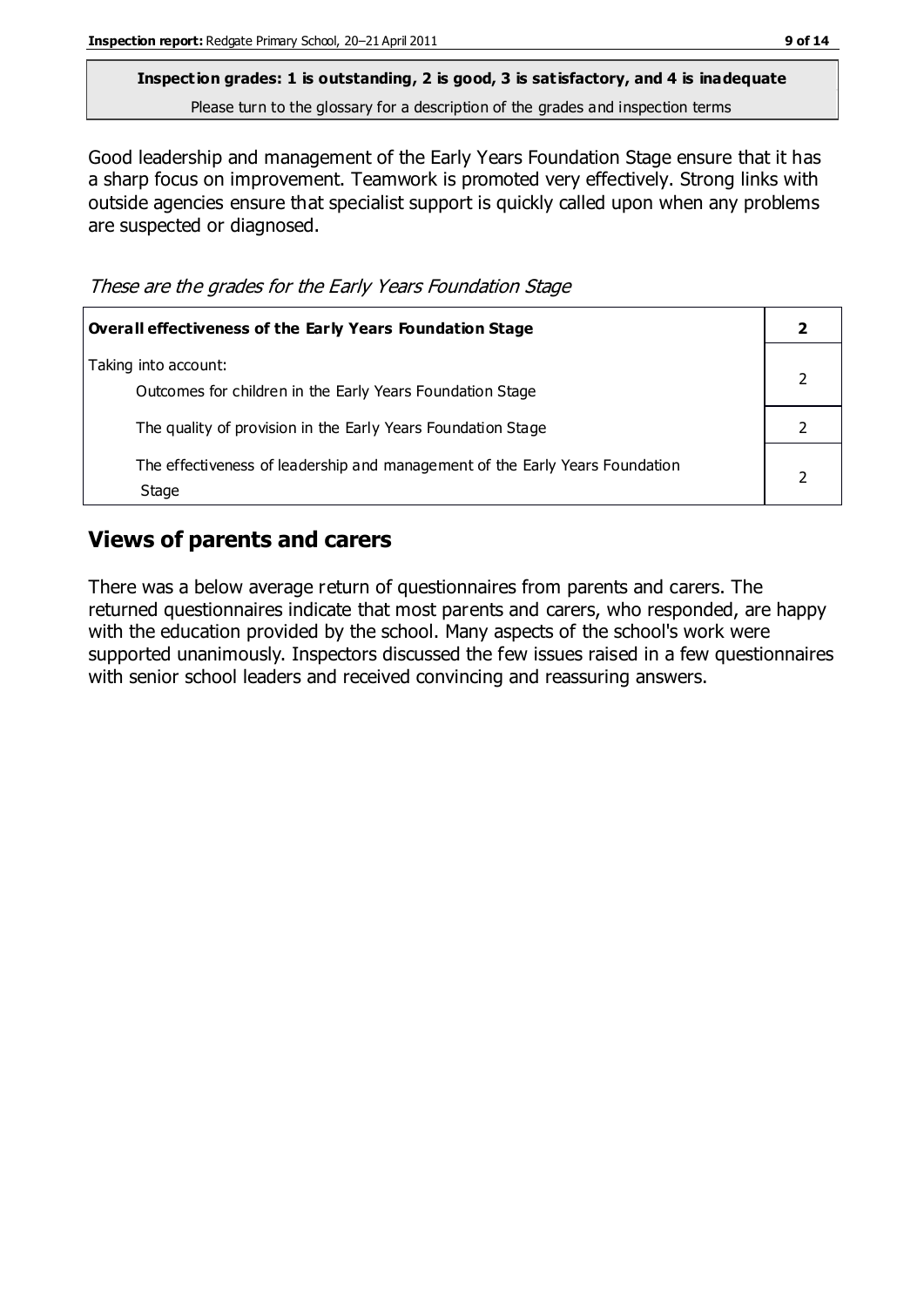**Inspection grades: 1 is outstanding, 2 is good, 3 is satisfactory, and 4 is inadequate**
Please turn to the glossary for a description of the grades and inspection terms

Good leadership and management of the Early Years Foundation Stage ensure that it has a sharp focus on improvement. Teamwork is promoted very effectively. Strong links with outside agencies ensure that specialist support is quickly called upon when any problems are suspected or diagnosed.

*These are the grades for the Early Years Foundation Stage*

| **Overall effectiveness of the Early Years Foundation Stage** | **2** |
|---|---|
| Taking into account:<br>Outcomes for children in the Early Years Foundation Stage | 2 |
| The quality of provision in the Early Years Foundation Stage | 2 |
| The effectiveness of leadership and management of the Early Years Foundation Stage | 2 |

## Views of parents and carers

There was a below average return of questionnaires from parents and carers. The returned questionnaires indicate that most parents and carers, who responded, are happy with the education provided by the school. Many aspects of the school's work were supported unanimously. Inspectors discussed the few issues raised in a few questionnaires with senior school leaders and received convincing and reassuring answers.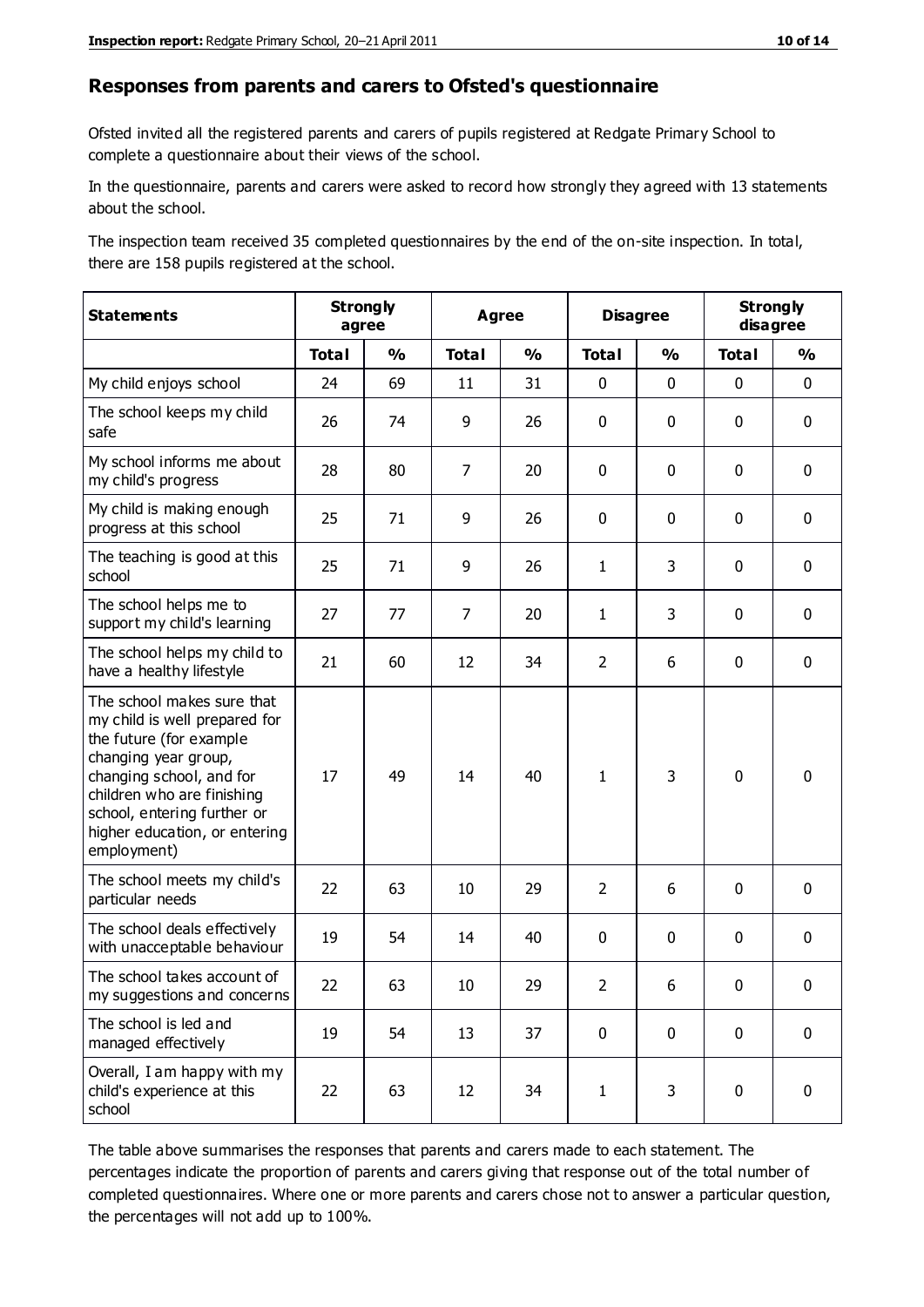## Responses from parents and carers to Ofsted's questionnaire

Ofsted invited all the registered parents and carers of pupils registered at Redgate Primary School to complete a questionnaire about their views of the school.

In the questionnaire, parents and carers were asked to record how strongly they agreed with 13 statements about the school.

The inspection team received 35 completed questionnaires by the end of the on-site inspection. In total, there are 158 pupils registered at the school.

| Statements | Strongly agree | | Agree | | Disagree | | Strongly disagree | |
|---|---|---|---|---|---|---|---|---|
| | Total | % | Total | % | Total | % | Total | % |
| My child enjoys school | 24 | 69 | 11 | 31 | 0 | 0 | 0 | 0 |
| The school keeps my child safe | 26 | 74 | 9 | 26 | 0 | 0 | 0 | 0 |
| My school informs me about my child's progress | 28 | 80 | 7 | 20 | 0 | 0 | 0 | 0 |
| My child is making enough progress at this school | 25 | 71 | 9 | 26 | 0 | 0 | 0 | 0 |
| The teaching is good at this school | 25 | 71 | 9 | 26 | 1 | 3 | 0 | 0 |
| The school helps me to support my child's learning | 27 | 77 | 7 | 20 | 1 | 3 | 0 | 0 |
| The school helps my child to have a healthy lifestyle | 21 | 60 | 12 | 34 | 2 | 6 | 0 | 0 |
| The school makes sure that my child is well prepared for the future (for example changing year group, changing school, and for children who are finishing school, entering further or higher education, or entering employment) | 17 | 49 | 14 | 40 | 1 | 3 | 0 | 0 |
| The school meets my child's particular needs | 22 | 63 | 10 | 29 | 2 | 6 | 0 | 0 |
| The school deals effectively with unacceptable behaviour | 19 | 54 | 14 | 40 | 0 | 0 | 0 | 0 |
| The school takes account of my suggestions and concerns | 22 | 63 | 10 | 29 | 2 | 6 | 0 | 0 |
| The school is led and managed effectively | 19 | 54 | 13 | 37 | 0 | 0 | 0 | 0 |
| Overall, I am happy with my child's experience at this school | 22 | 63 | 12 | 34 | 1 | 3 | 0 | 0 |

The table above summarises the responses that parents and carers made to each statement. The percentages indicate the proportion of parents and carers giving that response out of the total number of completed questionnaires. Where one or more parents and carers chose not to answer a particular question, the percentages will not add up to 100%.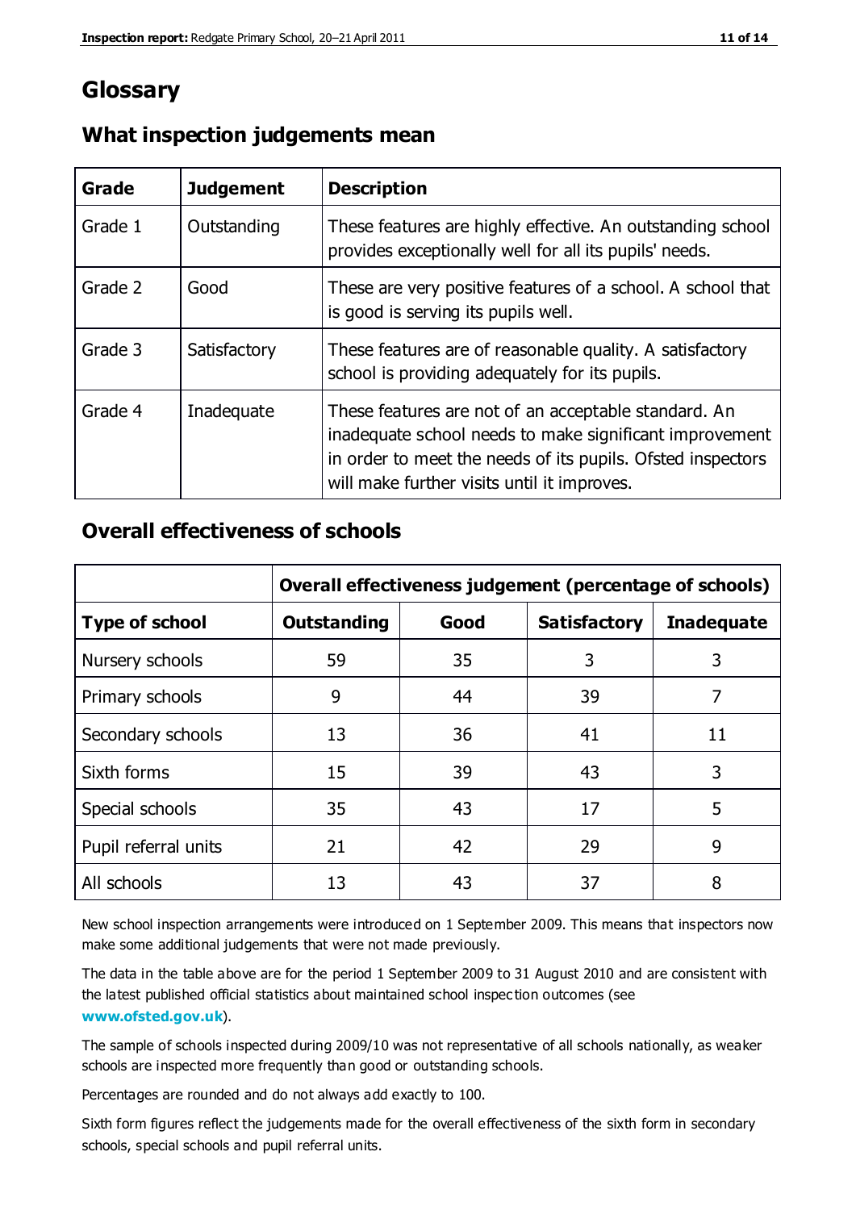# Glossary

## What inspection judgements mean

| Grade | Judgement | Description |
|---|---|---|
| Grade 1 | Outstanding | These features are highly effective. An outstanding school provides exceptionally well for all its pupils' needs. |
| Grade 2 | Good | These are very positive features of a school. A school that is good is serving its pupils well. |
| Grade 3 | Satisfactory | These features are of reasonable quality. A satisfactory school is providing adequately for its pupils. |
| Grade 4 | Inadequate | These features are not of an acceptable standard. An inadequate school needs to make significant improvement in order to meet the needs of its pupils. Ofsted inspectors will make further visits until it improves. |

## Overall effectiveness of schools

| | Overall effectiveness judgement (percentage of schools) | | | |
|---|---|---|---|---|
| **Type of school** | **Outstanding** | **Good** | **Satisfactory** | **Inadequate** |
| Nursery schools | 59 | 35 | 3 | 3 |
| Primary schools | 9 | 44 | 39 | 7 |
| Secondary schools | 13 | 36 | 41 | 11 |
| Sixth forms | 15 | 39 | 43 | 3 |
| Special schools | 35 | 43 | 17 | 5 |
| Pupil referral units | 21 | 42 | 29 | 9 |
| All schools | 13 | 43 | 37 | 8 |

New school inspection arrangements were introduced on 1 September 2009. This means that inspectors now make some additional judgements that were not made previously.

The data in the table above are for the period 1 September 2009 to 31 August 2010 and are consistent with the latest published official statistics about maintained school inspection outcomes (see **www.ofsted.gov.uk**).

The sample of schools inspected during 2009/10 was not representative of all schools nationally, as weaker schools are inspected more frequently than good or outstanding schools.

Percentages are rounded and do not always add exactly to 100.

Sixth form figures reflect the judgements made for the overall effectiveness of the sixth form in secondary schools, special schools and pupil referral units.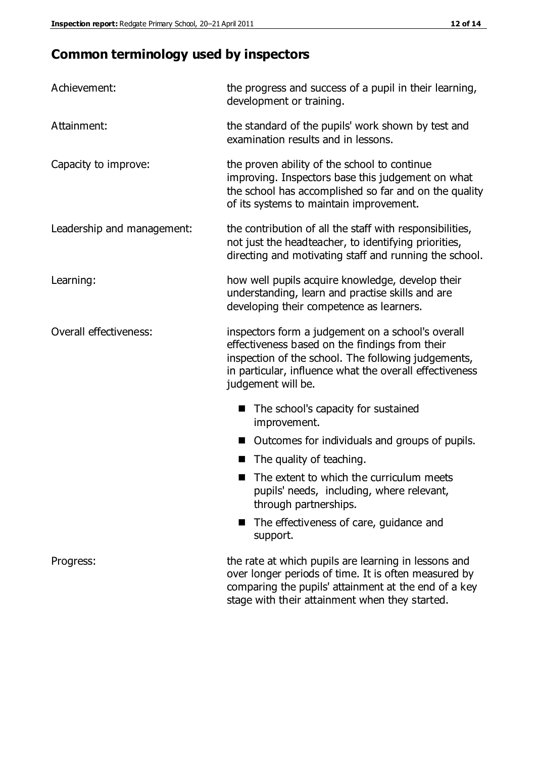## Common terminology used by inspectors

**Achievement:** the progress and success of a pupil in their learning, development or training.

**Attainment:** the standard of the pupils' work shown by test and examination results and in lessons.

**Capacity to improve:** the proven ability of the school to continue improving. Inspectors base this judgement on what the school has accomplished so far and on the quality of its systems to maintain improvement.

**Leadership and management:** the contribution of all the staff with responsibilities, not just the headteacher, to identifying priorities, directing and motivating staff and running the school.

**Learning:** how well pupils acquire knowledge, develop their understanding, learn and practise skills and are developing their competence as learners.

**Overall effectiveness:** inspectors form a judgement on a school's overall effectiveness based on the findings from their inspection of the school. The following judgements, in particular, influence what the overall effectiveness judgement will be.

- The school's capacity for sustained improvement.
- Outcomes for individuals and groups of pupils.
- The quality of teaching.
- The extent to which the curriculum meets pupils' needs, including, where relevant, through partnerships.
- The effectiveness of care, guidance and support.

**Progress:** the rate at which pupils are learning in lessons and over longer periods of time. It is often measured by comparing the pupils' attainment at the end of a key stage with their attainment when they started.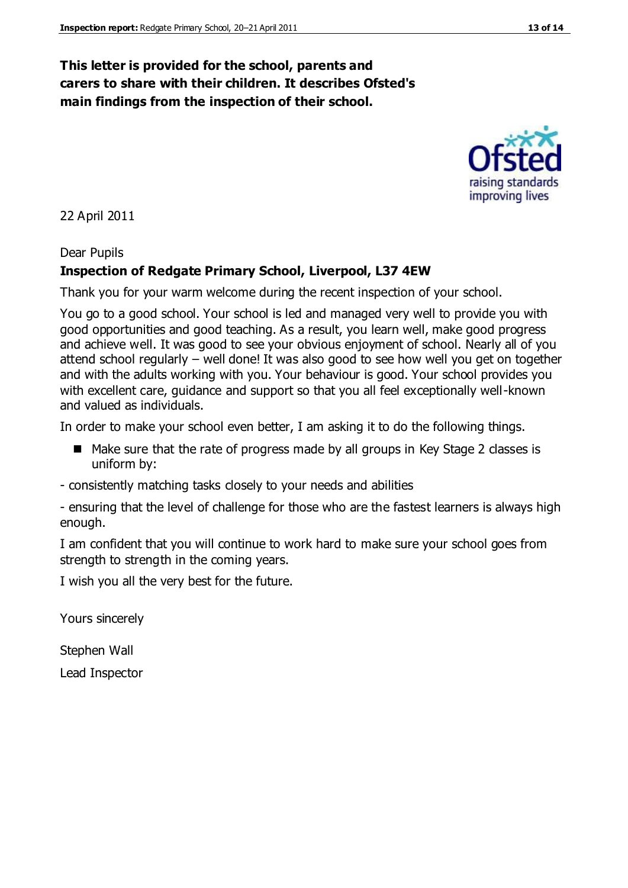**This letter is provided for the school, parents and carers to share with their children. It describes Ofsted's main findings from the inspection of their school.**

22 April 2011

Dear Pupils

**Inspection of Redgate Primary School, Liverpool, L37 4EW**

Thank you for your warm welcome during the recent inspection of your school.

You go to a good school. Your school is led and managed very well to provide you with good opportunities and good teaching. As a result, you learn well, make good progress and achieve well. It was good to see your obvious enjoyment of school. Nearly all of you attend school regularly – well done! It was also good to see how well you get on together and with the adults working with you. Your behaviour is good. Your school provides you with excellent care, guidance and support so that you all feel exceptionally well-known and valued as individuals.

In order to make your school even better, I am asking it to do the following things.

- Make sure that the rate of progress made by all groups in Key Stage 2 classes is uniform by:

- consistently matching tasks closely to your needs and abilities

- ensuring that the level of challenge for those who are the fastest learners is always high enough.

I am confident that you will continue to work hard to make sure your school goes from strength to strength in the coming years.

I wish you all the very best for the future.

Yours sincerely

Stephen Wall

Lead Inspector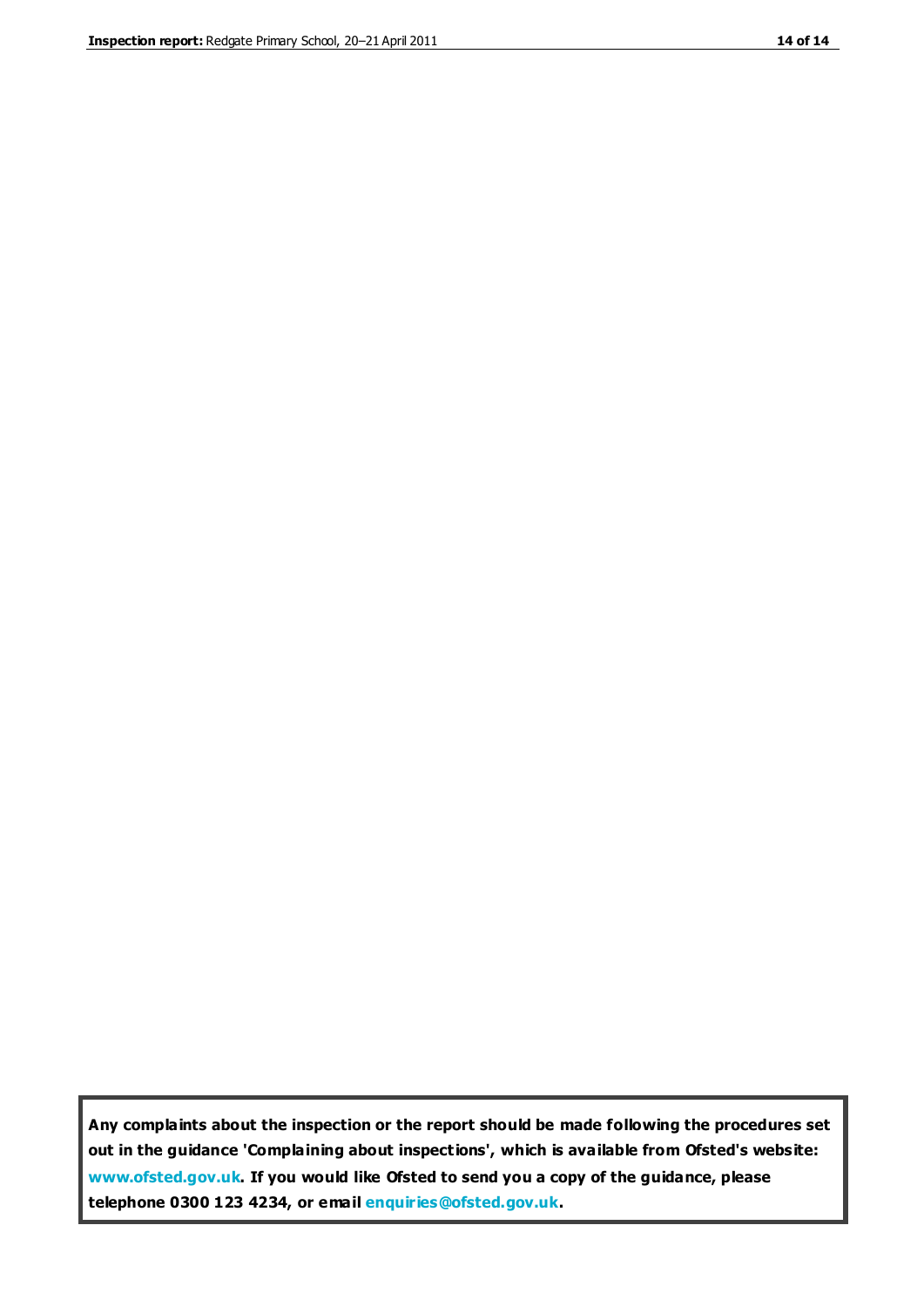**Any complaints about the inspection or the report should be made following the procedures set out in the guidance 'Complaining about inspections', which is available from Ofsted's website: www.ofsted.gov.uk. If you would like Ofsted to send you a copy of the guidance, please telephone 0300 123 4234, or email enquiries@ofsted.gov.uk.**